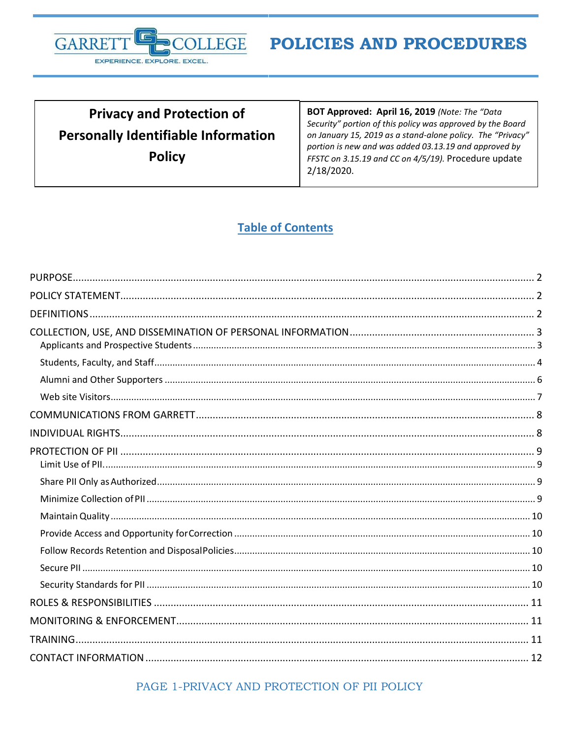GARRETT COLLEGE
EXPERIENCE. EXPLORE. EXCEL.

# POLICIES AND PROCEDURES

| Privacy and Protection of Personally Identifiable Information Policy | **BOT Approved: April 16, 2019** *(Note: The "Data Security" portion of this policy was approved by the Board on January 15, 2019 as a stand-alone policy. The "Privacy" portion is new and was added 03.13.19 and approved by FFSTC on 3.15.19 and CC on 4/5/19).* Procedure update 2/18/2020. |
|---|---|

## Table of Contents

- PURPOSE ... 2
- POLICY STATEMENT ... 2
- DEFINITIONS ... 2
- COLLECTION, USE, AND DISSEMINATION OF PERSONAL INFORMATION ... 3
  - Applicants and Prospective Students ... 3
  - Students, Faculty, and Staff ... 4
  - Alumni and Other Supporters ... 6
  - Web site Visitors ... 7
- COMMUNICATIONS FROM GARRETT ... 8
- INDIVIDUAL RIGHTS ... 8
- PROTECTION OF PII ... 9
  - Limit Use of PII. ... 9
  - Share PII Only as Authorized ... 9
  - Minimize Collection of PII ... 9
  - Maintain Quality ... 10
  - Provide Access and Opportunity for Correction ... 10
  - Follow Records Retention and Disposal Policies ... 10
  - Secure PII ... 10
  - Security Standards for PII ... 10
- ROLES & RESPONSIBILITIES ... 11
- MONITORING & ENFORCEMENT ... 11
- TRAINING ... 11
- CONTACT INFORMATION ... 12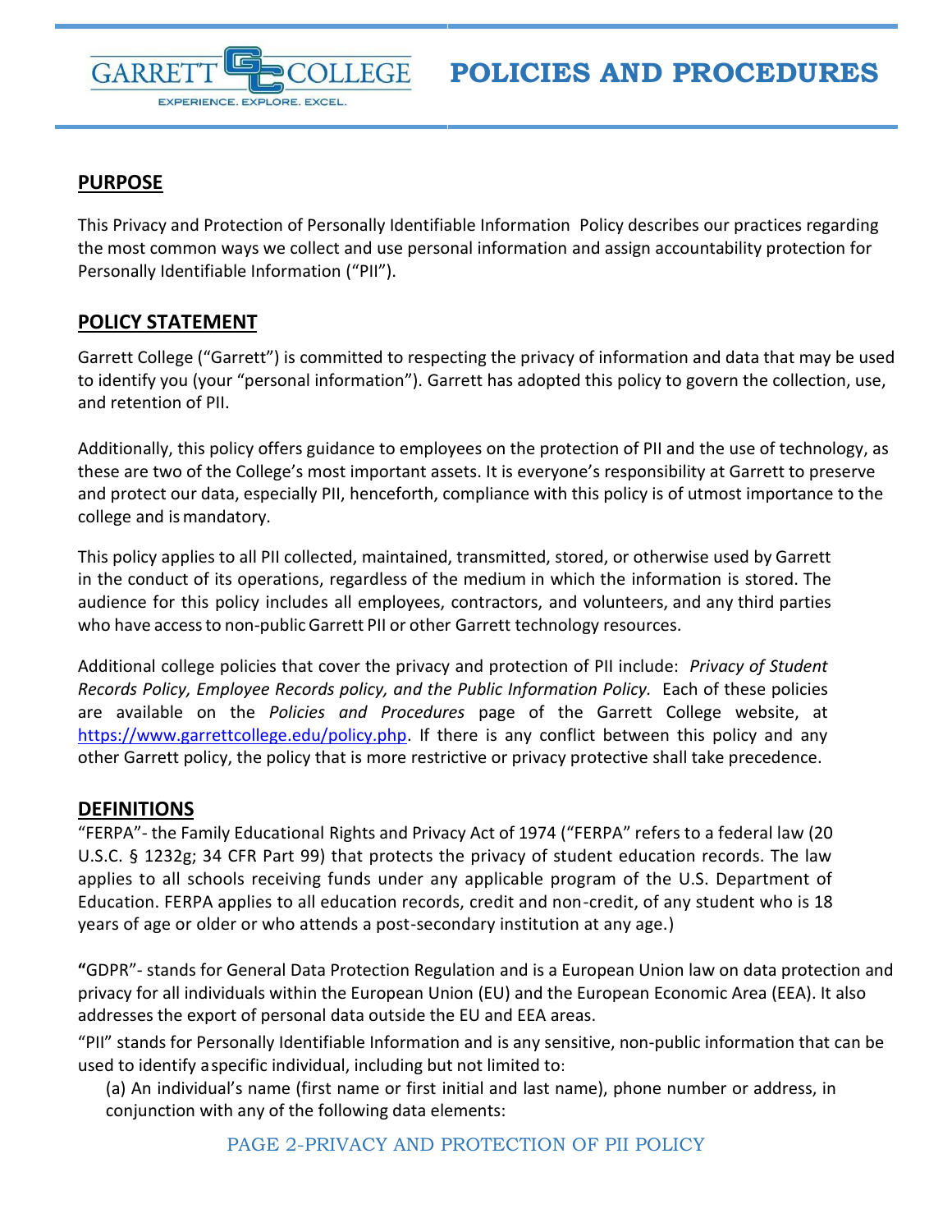## PURPOSE

This Privacy and Protection of Personally Identifiable Information Policy describes our practices regarding the most common ways we collect and use personal information and assign accountability protection for Personally Identifiable Information ("PII").

## POLICY STATEMENT

Garrett College ("Garrett") is committed to respecting the privacy of information and data that may be used to identify you (your "personal information"). Garrett has adopted this policy to govern the collection, use, and retention of PII.

Additionally, this policy offers guidance to employees on the protection of PII and the use of technology, as these are two of the College's most important assets. It is everyone's responsibility at Garrett to preserve and protect our data, especially PII, henceforth, compliance with this policy is of utmost importance to the college and is mandatory.

This policy applies to all PII collected, maintained, transmitted, stored, or otherwise used by Garrett in the conduct of its operations, regardless of the medium in which the information is stored. The audience for this policy includes all employees, contractors, and volunteers, and any third parties who have access to non-public Garrett PII or other Garrett technology resources.

Additional college policies that cover the privacy and protection of PII include: *Privacy of Student Records Policy, Employee Records policy, and the Public Information Policy.* Each of these policies are available on the *Policies and Procedures* page of the Garrett College website, at https://www.garrettcollege.edu/policy.php. If there is any conflict between this policy and any other Garrett policy, the policy that is more restrictive or privacy protective shall take precedence.

## DEFINITIONS

"FERPA"- the Family Educational Rights and Privacy Act of 1974 ("FERPA" refers to a federal law (20 U.S.C. § 1232g; 34 CFR Part 99) that protects the privacy of student education records. The law applies to all schools receiving funds under any applicable program of the U.S. Department of Education. FERPA applies to all education records, credit and non-credit, of any student who is 18 years of age or older or who attends a post-secondary institution at any age.)

**"**GDPR"- stands for General Data Protection Regulation and is a European Union law on data protection and privacy for all individuals within the European Union (EU) and the European Economic Area (EEA). It also addresses the export of personal data outside the EU and EEA areas.

"PII" stands for Personally Identifiable Information and is any sensitive, non-public information that can be used to identify a specific individual, including but not limited to:

(a) An individual's name (first name or first initial and last name), phone number or address, in conjunction with any of the following data elements: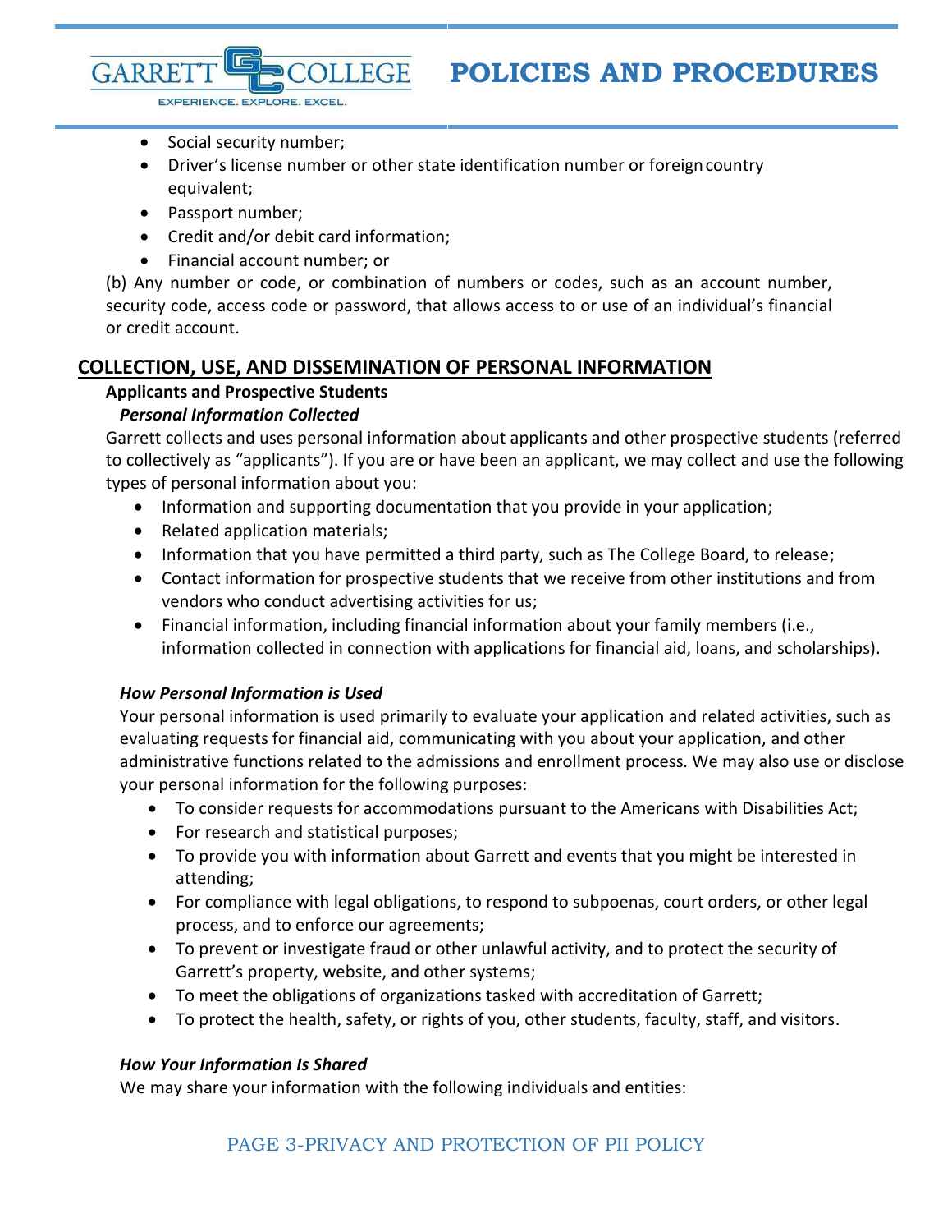- Social security number;
- Driver's license number or other state identification number or foreign country equivalent;
- Passport number;
- Credit and/or debit card information;
- Financial account number; or

(b) Any number or code, or combination of numbers or codes, such as an account number, security code, access code or password, that allows access to or use of an individual's financial or credit account.

## COLLECTION, USE, AND DISSEMINATION OF PERSONAL INFORMATION

**Applicants and Prospective Students**

***Personal Information Collected***

Garrett collects and uses personal information about applicants and other prospective students (referred to collectively as "applicants"). If you are or have been an applicant, we may collect and use the following types of personal information about you:

- Information and supporting documentation that you provide in your application;
- Related application materials;
- Information that you have permitted a third party, such as The College Board, to release;
- Contact information for prospective students that we receive from other institutions and from vendors who conduct advertising activities for us;
- Financial information, including financial information about your family members (i.e., information collected in connection with applications for financial aid, loans, and scholarships).

***How Personal Information is Used***

Your personal information is used primarily to evaluate your application and related activities, such as evaluating requests for financial aid, communicating with you about your application, and other administrative functions related to the admissions and enrollment process. We may also use or disclose your personal information for the following purposes:

- To consider requests for accommodations pursuant to the Americans with Disabilities Act;
- For research and statistical purposes;
- To provide you with information about Garrett and events that you might be interested in attending;
- For compliance with legal obligations, to respond to subpoenas, court orders, or other legal process, and to enforce our agreements;
- To prevent or investigate fraud or other unlawful activity, and to protect the security of Garrett's property, website, and other systems;
- To meet the obligations of organizations tasked with accreditation of Garrett;
- To protect the health, safety, or rights of you, other students, faculty, staff, and visitors.

***How Your Information Is Shared***

We may share your information with the following individuals and entities: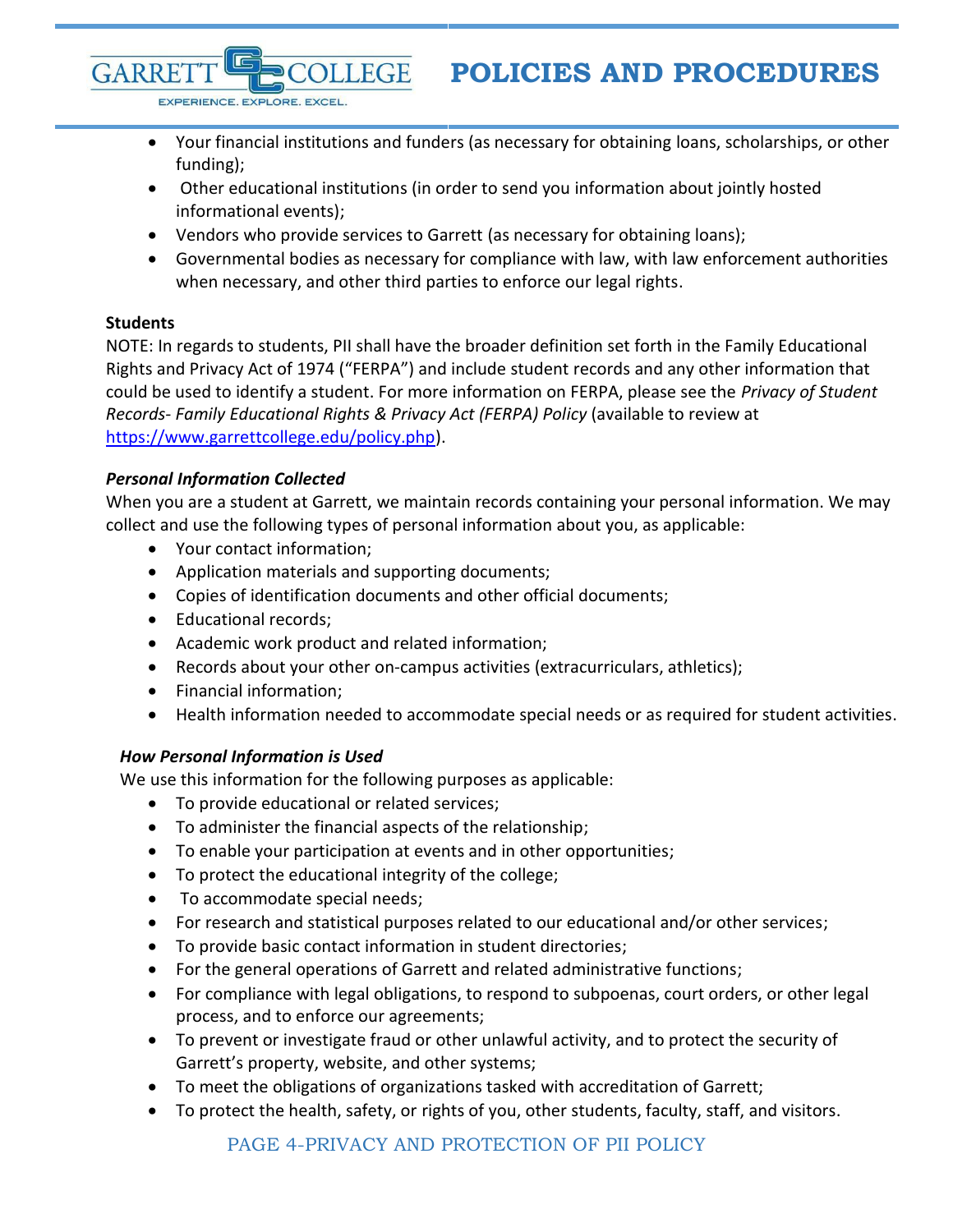- Your financial institutions and funders (as necessary for obtaining loans, scholarships, or other funding);
- Other educational institutions (in order to send you information about jointly hosted informational events);
- Vendors who provide services to Garrett (as necessary for obtaining loans);
- Governmental bodies as necessary for compliance with law, with law enforcement authorities when necessary, and other third parties to enforce our legal rights.

**Students**

NOTE: In regards to students, PII shall have the broader definition set forth in the Family Educational Rights and Privacy Act of 1974 ("FERPA") and include student records and any other information that could be used to identify a student. For more information on FERPA, please see the *Privacy of Student Records- Family Educational Rights & Privacy Act (FERPA) Policy* (available to review at https://www.garrettcollege.edu/policy.php).

***Personal Information Collected***

When you are a student at Garrett, we maintain records containing your personal information. We may collect and use the following types of personal information about you, as applicable:

- Your contact information;
- Application materials and supporting documents;
- Copies of identification documents and other official documents;
- Educational records;
- Academic work product and related information;
- Records about your other on-campus activities (extracurriculars, athletics);
- Financial information;
- Health information needed to accommodate special needs or as required for student activities.

***How Personal Information is Used***

We use this information for the following purposes as applicable:

- To provide educational or related services;
- To administer the financial aspects of the relationship;
- To enable your participation at events and in other opportunities;
- To protect the educational integrity of the college;
- To accommodate special needs;
- For research and statistical purposes related to our educational and/or other services;
- To provide basic contact information in student directories;
- For the general operations of Garrett and related administrative functions;
- For compliance with legal obligations, to respond to subpoenas, court orders, or other legal process, and to enforce our agreements;
- To prevent or investigate fraud or other unlawful activity, and to protect the security of Garrett's property, website, and other systems;
- To meet the obligations of organizations tasked with accreditation of Garrett;
- To protect the health, safety, or rights of you, other students, faculty, staff, and visitors.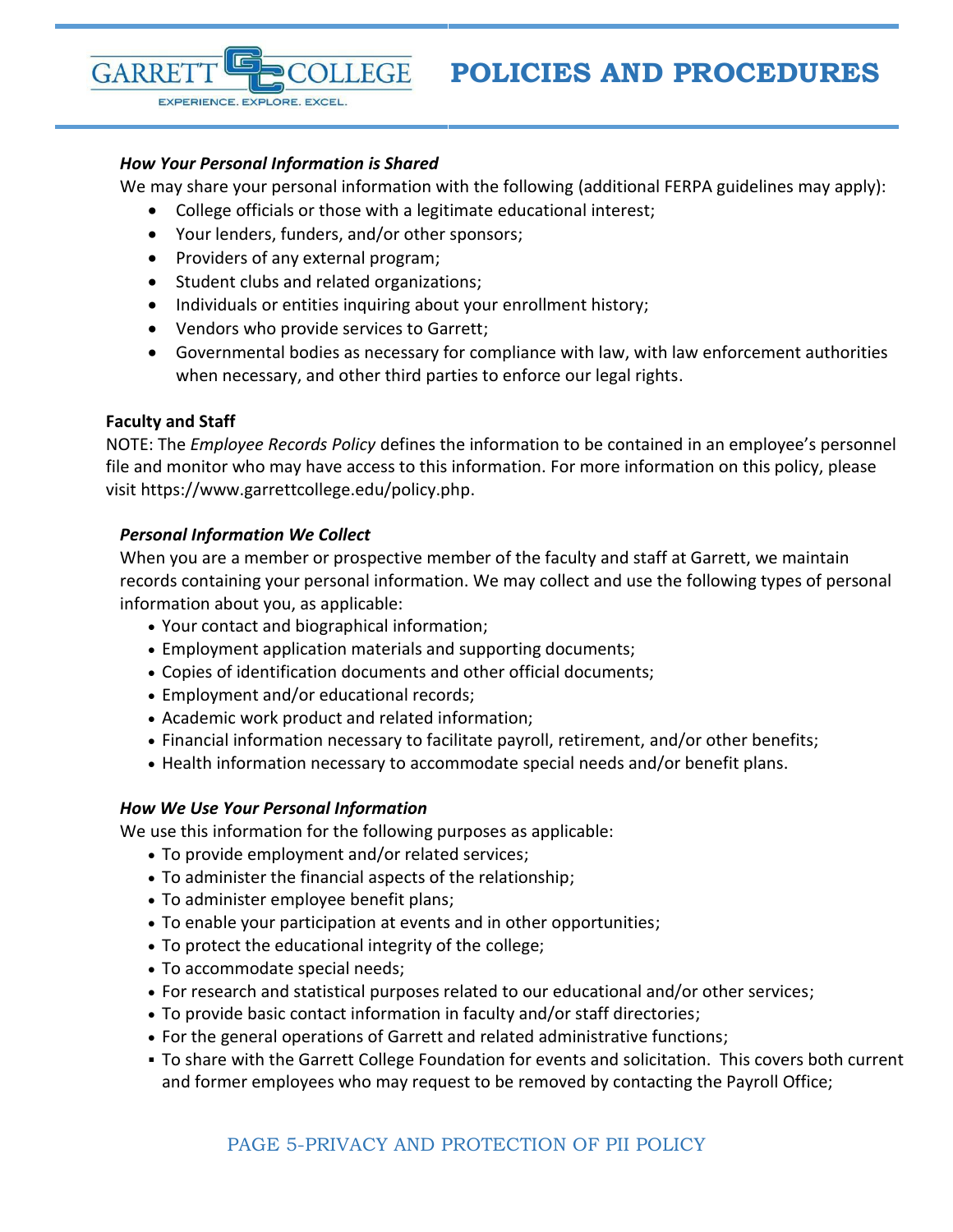***How Your Personal Information is Shared***

We may share your personal information with the following (additional FERPA guidelines may apply):

- College officials or those with a legitimate educational interest;
- Your lenders, funders, and/or other sponsors;
- Providers of any external program;
- Student clubs and related organizations;
- Individuals or entities inquiring about your enrollment history;
- Vendors who provide services to Garrett;
- Governmental bodies as necessary for compliance with law, with law enforcement authorities when necessary, and other third parties to enforce our legal rights.

**Faculty and Staff**

NOTE: The *Employee Records Policy* defines the information to be contained in an employee's personnel file and monitor who may have access to this information. For more information on this policy, please visit https://www.garrettcollege.edu/policy.php.

***Personal Information We Collect***

When you are a member or prospective member of the faculty and staff at Garrett, we maintain records containing your personal information. We may collect and use the following types of personal information about you, as applicable:

- Your contact and biographical information;
- Employment application materials and supporting documents;
- Copies of identification documents and other official documents;
- Employment and/or educational records;
- Academic work product and related information;
- Financial information necessary to facilitate payroll, retirement, and/or other benefits;
- Health information necessary to accommodate special needs and/or benefit plans.

***How We Use Your Personal Information***

We use this information for the following purposes as applicable:

- To provide employment and/or related services;
- To administer the financial aspects of the relationship;
- To administer employee benefit plans;
- To enable your participation at events and in other opportunities;
- To protect the educational integrity of the college;
- To accommodate special needs;
- For research and statistical purposes related to our educational and/or other services;
- To provide basic contact information in faculty and/or staff directories;
- For the general operations of Garrett and related administrative functions;
- To share with the Garrett College Foundation for events and solicitation. This covers both current and former employees who may request to be removed by contacting the Payroll Office;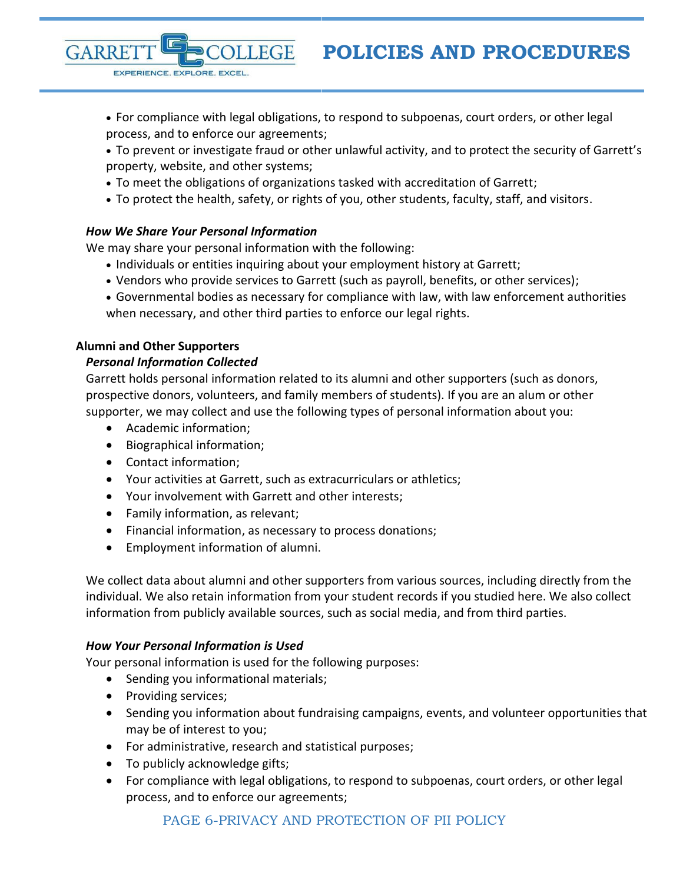- For compliance with legal obligations, to respond to subpoenas, court orders, or other legal process, and to enforce our agreements;
- To prevent or investigate fraud or other unlawful activity, and to protect the security of Garrett's property, website, and other systems;
- To meet the obligations of organizations tasked with accreditation of Garrett;
- To protect the health, safety, or rights of you, other students, faculty, staff, and visitors.

***How We Share Your Personal Information***

We may share your personal information with the following:

- Individuals or entities inquiring about your employment history at Garrett;
- Vendors who provide services to Garrett (such as payroll, benefits, or other services);
- Governmental bodies as necessary for compliance with law, with law enforcement authorities when necessary, and other third parties to enforce our legal rights.

**Alumni and Other Supporters**

***Personal Information Collected***

Garrett holds personal information related to its alumni and other supporters (such as donors, prospective donors, volunteers, and family members of students). If you are an alum or other supporter, we may collect and use the following types of personal information about you:

- Academic information;
- Biographical information;
- Contact information;
- Your activities at Garrett, such as extracurriculars or athletics;
- Your involvement with Garrett and other interests;
- Family information, as relevant;
- Financial information, as necessary to process donations;
- Employment information of alumni.

We collect data about alumni and other supporters from various sources, including directly from the individual. We also retain information from your student records if you studied here. We also collect information from publicly available sources, such as social media, and from third parties.

***How Your Personal Information is Used***

Your personal information is used for the following purposes:

- Sending you informational materials;
- Providing services;
- Sending you information about fundraising campaigns, events, and volunteer opportunities that may be of interest to you;
- For administrative, research and statistical purposes;
- To publicly acknowledge gifts;
- For compliance with legal obligations, to respond to subpoenas, court orders, or other legal process, and to enforce our agreements;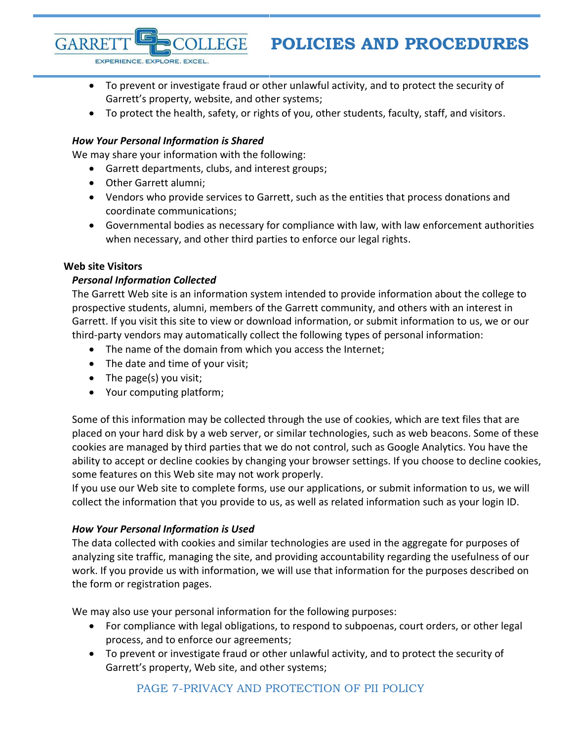- To prevent or investigate fraud or other unlawful activity, and to protect the security of Garrett's property, website, and other systems;
- To protect the health, safety, or rights of you, other students, faculty, staff, and visitors.

***How Your Personal Information is Shared***

We may share your information with the following:

- Garrett departments, clubs, and interest groups;
- Other Garrett alumni;
- Vendors who provide services to Garrett, such as the entities that process donations and coordinate communications;
- Governmental bodies as necessary for compliance with law, with law enforcement authorities when necessary, and other third parties to enforce our legal rights.

**Web site Visitors**

***Personal Information Collected***

The Garrett Web site is an information system intended to provide information about the college to prospective students, alumni, members of the Garrett community, and others with an interest in Garrett. If you visit this site to view or download information, or submit information to us, we or our third-party vendors may automatically collect the following types of personal information:

- The name of the domain from which you access the Internet;
- The date and time of your visit;
- The page(s) you visit;
- Your computing platform;

Some of this information may be collected through the use of cookies, which are text files that are placed on your hard disk by a web server, or similar technologies, such as web beacons. Some of these cookies are managed by third parties that we do not control, such as Google Analytics. You have the ability to accept or decline cookies by changing your browser settings. If you choose to decline cookies, some features on this Web site may not work properly.

If you use our Web site to complete forms, use our applications, or submit information to us, we will collect the information that you provide to us, as well as related information such as your login ID.

***How Your Personal Information is Used***

The data collected with cookies and similar technologies are used in the aggregate for purposes of analyzing site traffic, managing the site, and providing accountability regarding the usefulness of our work. If you provide us with information, we will use that information for the purposes described on the form or registration pages.

We may also use your personal information for the following purposes:

- For compliance with legal obligations, to respond to subpoenas, court orders, or other legal process, and to enforce our agreements;
- To prevent or investigate fraud or other unlawful activity, and to protect the security of Garrett's property, Web site, and other systems;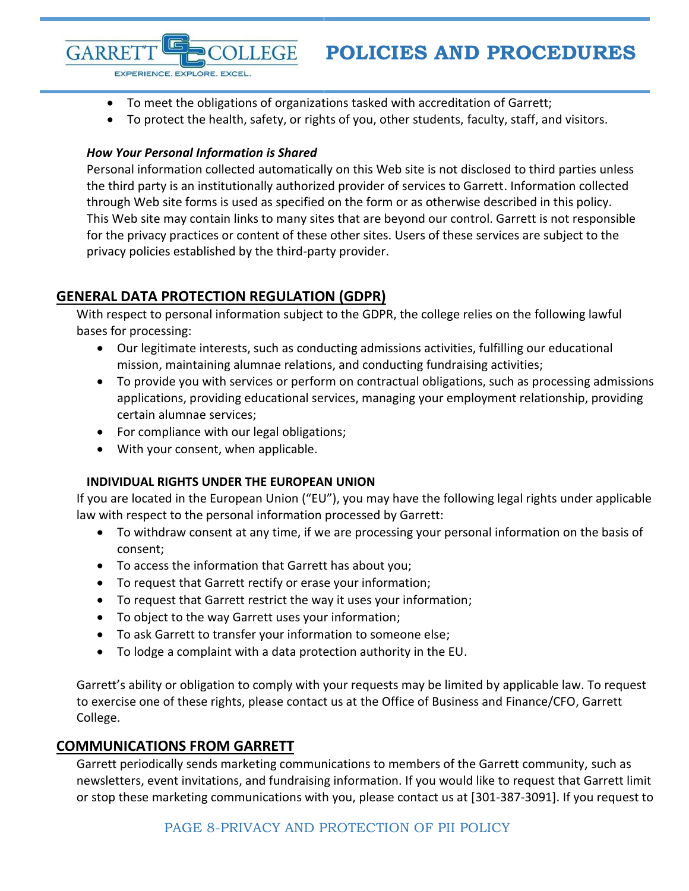- To meet the obligations of organizations tasked with accreditation of Garrett;
- To protect the health, safety, or rights of you, other students, faculty, staff, and visitors.

***How Your Personal Information is Shared***

Personal information collected automatically on this Web site is not disclosed to third parties unless the third party is an institutionally authorized provider of services to Garrett. Information collected through Web site forms is used as specified on the form or as otherwise described in this policy. This Web site may contain links to many sites that are beyond our control. Garrett is not responsible for the privacy practices or content of these other sites. Users of these services are subject to the privacy policies established by the third-party provider.

## GENERAL DATA PROTECTION REGULATION (GDPR)

With respect to personal information subject to the GDPR, the college relies on the following lawful bases for processing:

- Our legitimate interests, such as conducting admissions activities, fulfilling our educational mission, maintaining alumnae relations, and conducting fundraising activities;
- To provide you with services or perform on contractual obligations, such as processing admissions applications, providing educational services, managing your employment relationship, providing certain alumnae services;
- For compliance with our legal obligations;
- With your consent, when applicable.

### INDIVIDUAL RIGHTS UNDER THE EUROPEAN UNION

If you are located in the European Union ("EU"), you may have the following legal rights under applicable law with respect to the personal information processed by Garrett:

- To withdraw consent at any time, if we are processing your personal information on the basis of consent;
- To access the information that Garrett has about you;
- To request that Garrett rectify or erase your information;
- To request that Garrett restrict the way it uses your information;
- To object to the way Garrett uses your information;
- To ask Garrett to transfer your information to someone else;
- To lodge a complaint with a data protection authority in the EU.

Garrett's ability or obligation to comply with your requests may be limited by applicable law. To request to exercise one of these rights, please contact us at the Office of Business and Finance/CFO, Garrett College.

## COMMUNICATIONS FROM GARRETT

Garrett periodically sends marketing communications to members of the Garrett community, such as newsletters, event invitations, and fundraising information. If you would like to request that Garrett limit or stop these marketing communications with you, please contact us at [301-387-3091]. If you request to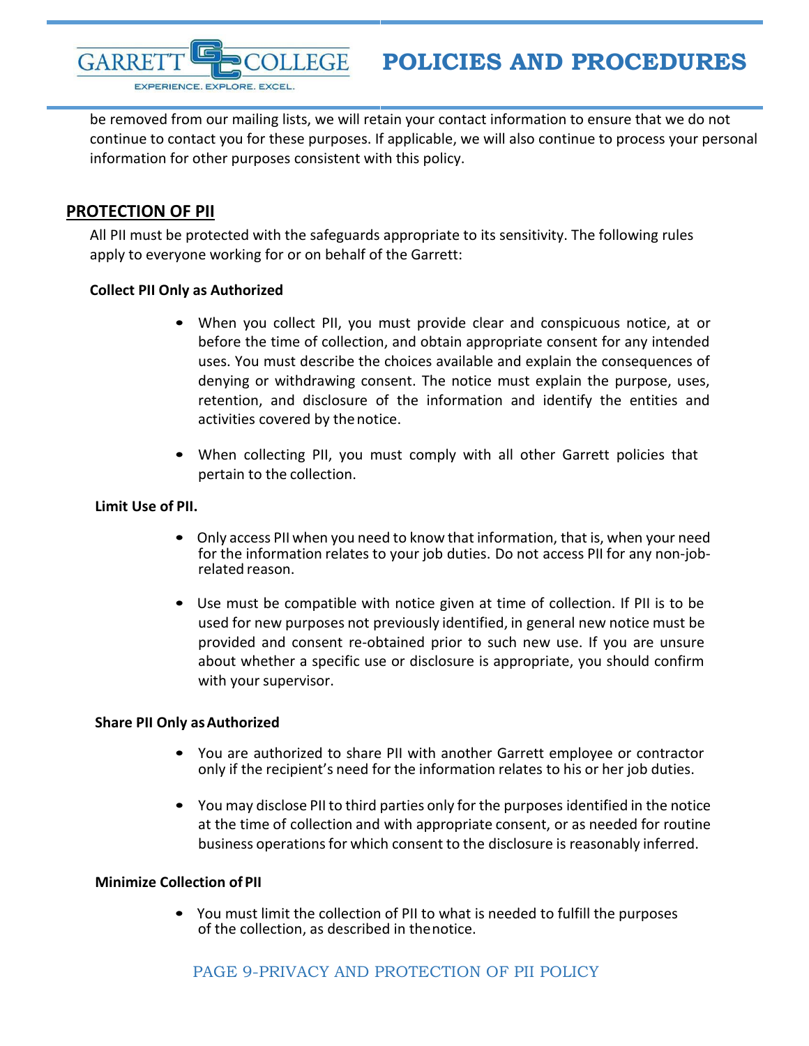be removed from our mailing lists, we will retain your contact information to ensure that we do not continue to contact you for these purposes. If applicable, we will also continue to process your personal information for other purposes consistent with this policy.

## PROTECTION OF PII

All PII must be protected with the safeguards appropriate to its sensitivity. The following rules apply to everyone working for or on behalf of the Garrett:

**Collect PII Only as Authorized**

- When you collect PII, you must provide clear and conspicuous notice, at or before the time of collection, and obtain appropriate consent for any intended uses. You must describe the choices available and explain the consequences of denying or withdrawing consent. The notice must explain the purpose, uses, retention, and disclosure of the information and identify the entities and activities covered by the notice.
- When collecting PII, you must comply with all other Garrett policies that pertain to the collection.

**Limit Use of PII.**

- Only access PII when you need to know that information, that is, when your need for the information relates to your job duties. Do not access PII for any non-job-related reason.
- Use must be compatible with notice given at time of collection. If PII is to be used for new purposes not previously identified, in general new notice must be provided and consent re-obtained prior to such new use. If you are unsure about whether a specific use or disclosure is appropriate, you should confirm with your supervisor.

**Share PII Only as Authorized**

- You are authorized to share PII with another Garrett employee or contractor only if the recipient's need for the information relates to his or her job duties.
- You may disclose PII to third parties only for the purposes identified in the notice at the time of collection and with appropriate consent, or as needed for routine business operations for which consent to the disclosure is reasonably inferred.

**Minimize Collection of PII**

- You must limit the collection of PII to what is needed to fulfill the purposes of the collection, as described in the notice.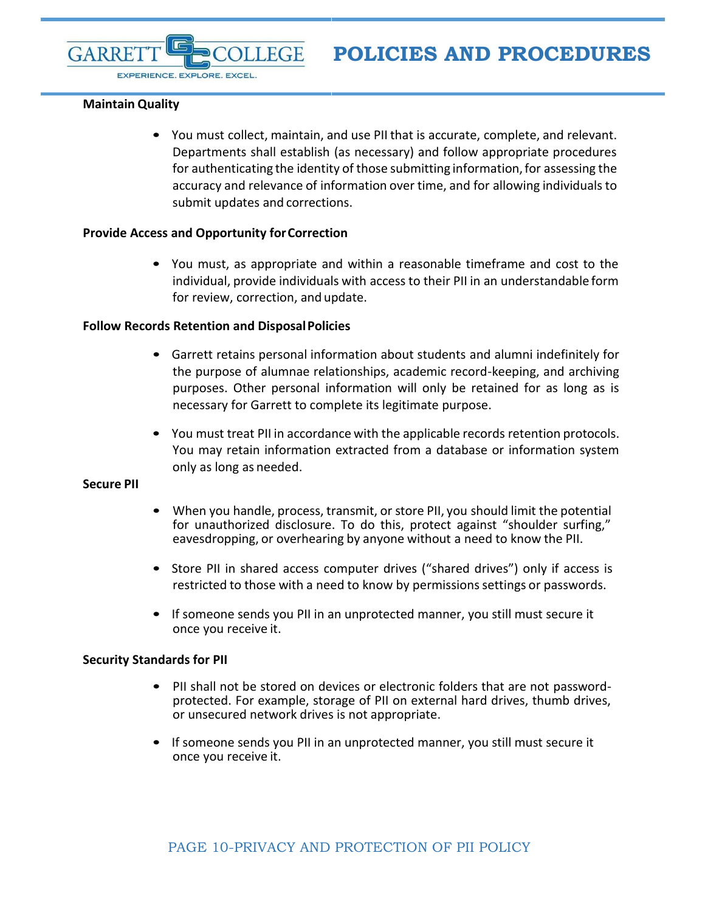**Maintain Quality**

- You must collect, maintain, and use PII that is accurate, complete, and relevant. Departments shall establish (as necessary) and follow appropriate procedures for authenticating the identity of those submitting information, for assessing the accuracy and relevance of information over time, and for allowing individuals to submit updates and corrections.

**Provide Access and Opportunity for Correction**

- You must, as appropriate and within a reasonable timeframe and cost to the individual, provide individuals with access to their PII in an understandable form for review, correction, and update.

**Follow Records Retention and Disposal Policies**

- Garrett retains personal information about students and alumni indefinitely for the purpose of alumnae relationships, academic record-keeping, and archiving purposes. Other personal information will only be retained for as long as is necessary for Garrett to complete its legitimate purpose.

- You must treat PII in accordance with the applicable records retention protocols. You may retain information extracted from a database or information system only as long as needed.

**Secure PII**

- When you handle, process, transmit, or store PII, you should limit the potential for unauthorized disclosure. To do this, protect against "shoulder surfing," eavesdropping, or overhearing by anyone without a need to know the PII.

- Store PII in shared access computer drives ("shared drives") only if access is restricted to those with a need to know by permissions settings or passwords.

- If someone sends you PII in an unprotected manner, you still must secure it once you receive it.

**Security Standards for PII**

- PII shall not be stored on devices or electronic folders that are not password-protected. For example, storage of PII on external hard drives, thumb drives, or unsecured network drives is not appropriate.

- If someone sends you PII in an unprotected manner, you still must secure it once you receive it.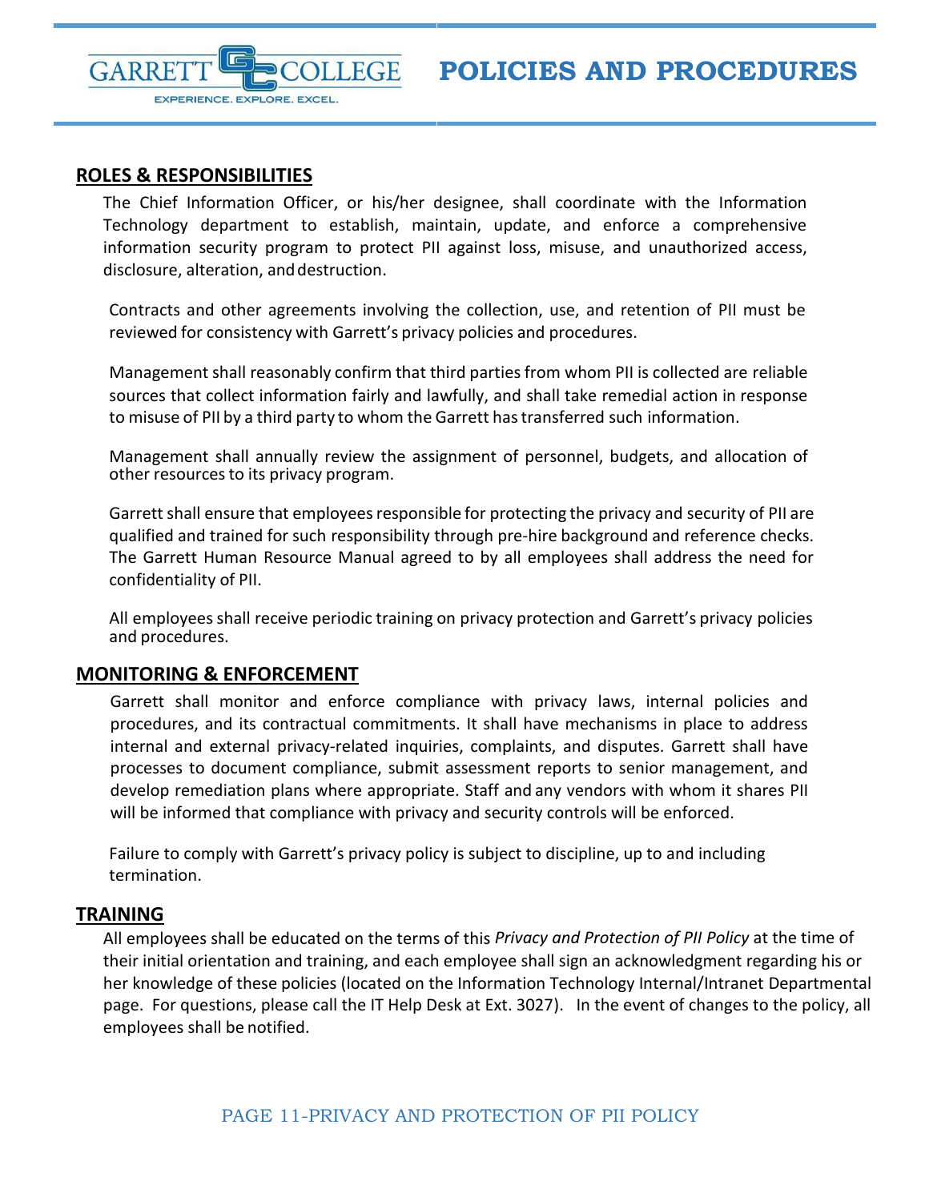## ROLES & RESPONSIBILITIES

The Chief Information Officer, or his/her designee, shall coordinate with the Information Technology department to establish, maintain, update, and enforce a comprehensive information security program to protect PII against loss, misuse, and unauthorized access, disclosure, alteration, and destruction.

Contracts and other agreements involving the collection, use, and retention of PII must be reviewed for consistency with Garrett's privacy policies and procedures.

Management shall reasonably confirm that third parties from whom PII is collected are reliable sources that collect information fairly and lawfully, and shall take remedial action in response to misuse of PII by a third party to whom the Garrett has transferred such information.

Management shall annually review the assignment of personnel, budgets, and allocation of other resources to its privacy program.

Garrett shall ensure that employees responsible for protecting the privacy and security of PII are qualified and trained for such responsibility through pre-hire background and reference checks. The Garrett Human Resource Manual agreed to by all employees shall address the need for confidentiality of PII.

All employees shall receive periodic training on privacy protection and Garrett's privacy policies and procedures.

## MONITORING & ENFORCEMENT

Garrett shall monitor and enforce compliance with privacy laws, internal policies and procedures, and its contractual commitments. It shall have mechanisms in place to address internal and external privacy-related inquiries, complaints, and disputes. Garrett shall have processes to document compliance, submit assessment reports to senior management, and develop remediation plans where appropriate. Staff and any vendors with whom it shares PII will be informed that compliance with privacy and security controls will be enforced.

Failure to comply with Garrett's privacy policy is subject to discipline, up to and including termination.

## TRAINING

All employees shall be educated on the terms of this *Privacy and Protection of PII Policy* at the time of their initial orientation and training, and each employee shall sign an acknowledgment regarding his or her knowledge of these policies (located on the Information Technology Internal/Intranet Departmental page. For questions, please call the IT Help Desk at Ext. 3027). In the event of changes to the policy, all employees shall be notified.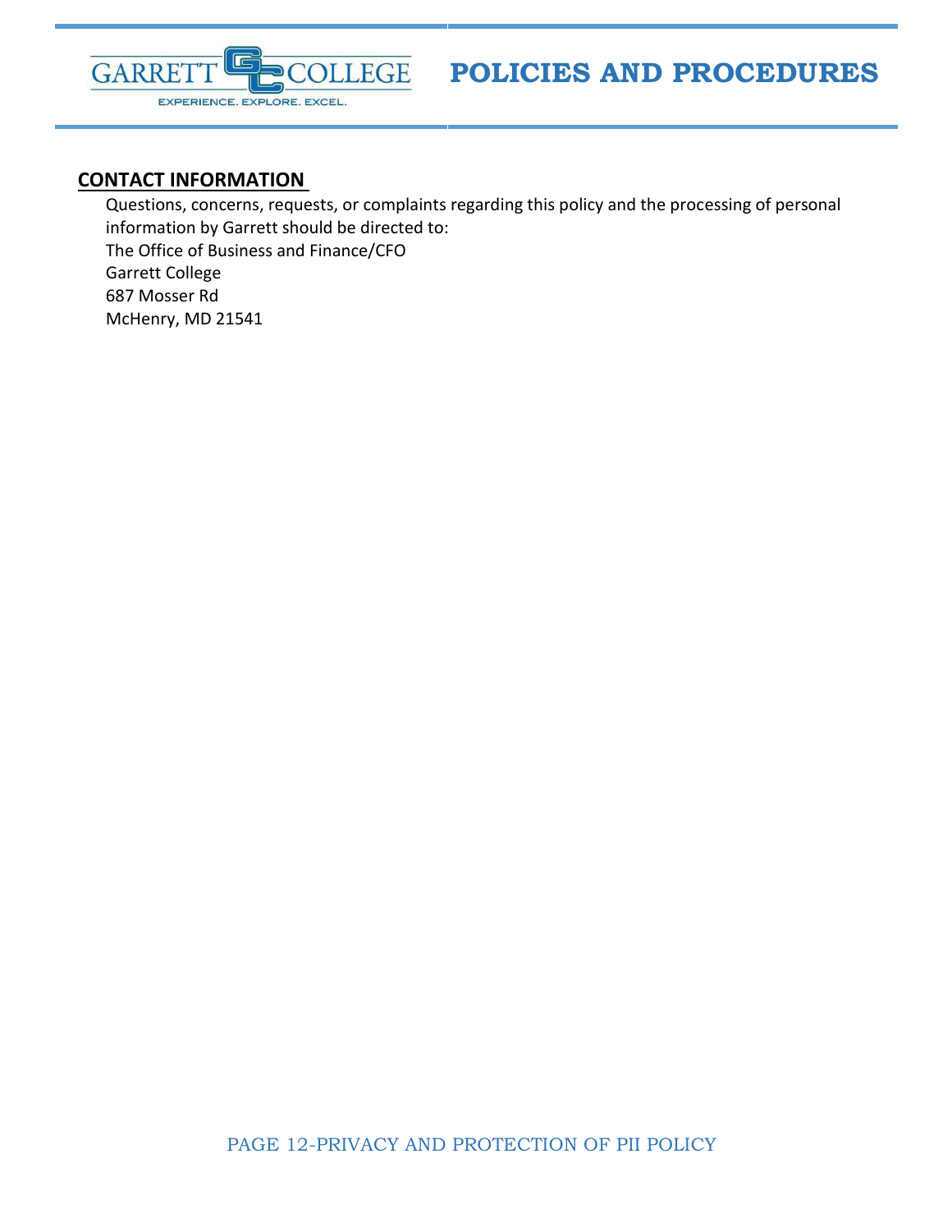## CONTACT INFORMATION

Questions, concerns, requests, or complaints regarding this policy and the processing of personal information by Garrett should be directed to:
The Office of Business and Finance/CFO
Garrett College
687 Mosser Rd
McHenry, MD 21541